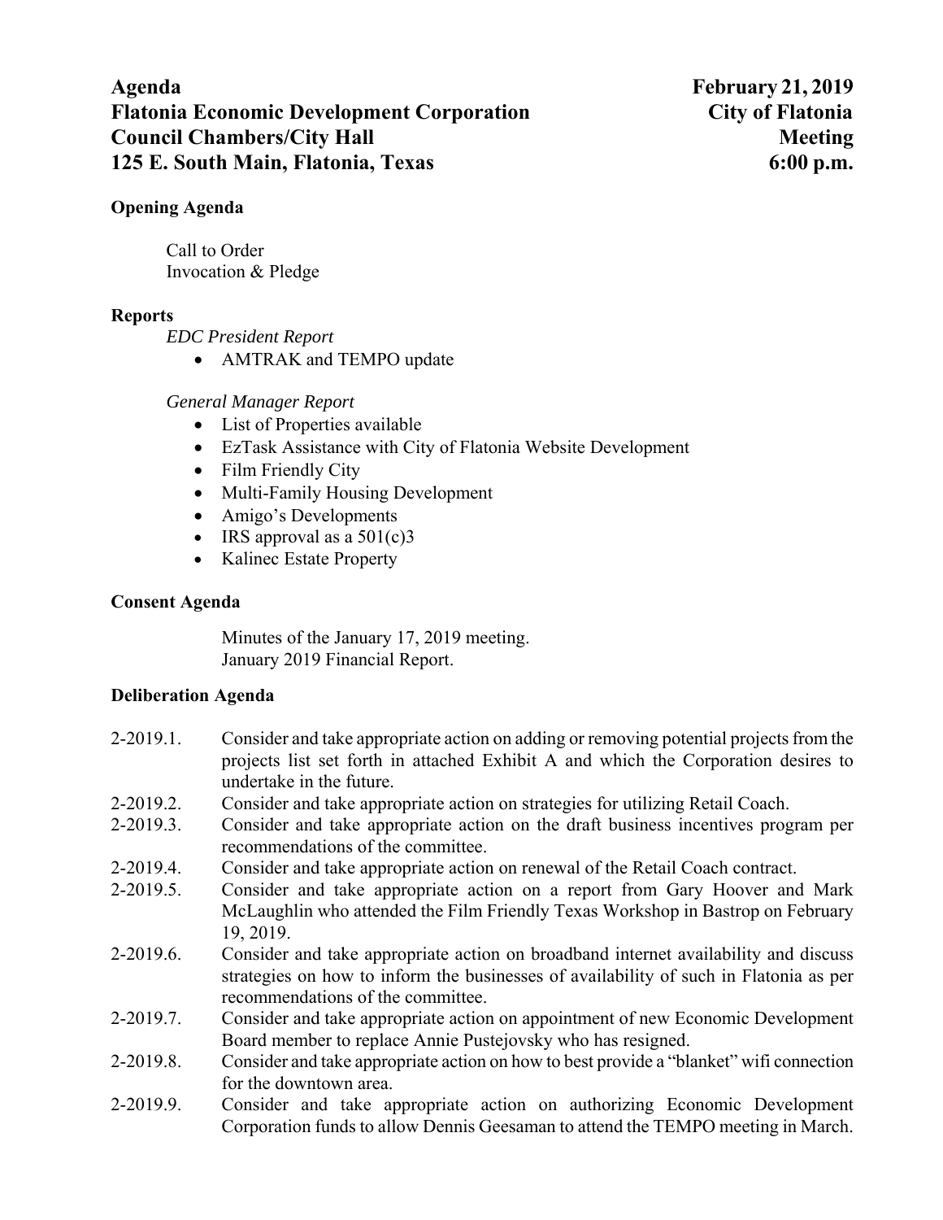**Agenda** **February 21, 2019**
**Flatonia Economic Development Corporation** **City of Flatonia**
**Council Chambers/City Hall** **Meeting**
**125 E. South Main, Flatonia, Texas** **6:00 p.m.**

### Opening Agenda

Call to Order
Invocation & Pledge

### Reports

*EDC President Report*

- AMTRAK and TEMPO update

*General Manager Report*

- List of Properties available
- EzTask Assistance with City of Flatonia Website Development
- Film Friendly City
- Multi-Family Housing Development
- Amigo's Developments
- IRS approval as a 501(c)3
- Kalinec Estate Property

### Consent Agenda

Minutes of the January 17, 2019 meeting.
January 2019 Financial Report.

### Deliberation Agenda

2-2019.1. Consider and take appropriate action on adding or removing potential projects from the projects list set forth in attached Exhibit A and which the Corporation desires to undertake in the future.

2-2019.2. Consider and take appropriate action on strategies for utilizing Retail Coach.

2-2019.3. Consider and take appropriate action on the draft business incentives program per recommendations of the committee.

2-2019.4. Consider and take appropriate action on renewal of the Retail Coach contract.

2-2019.5. Consider and take appropriate action on a report from Gary Hoover and Mark McLaughlin who attended the Film Friendly Texas Workshop in Bastrop on February 19, 2019.

2-2019.6. Consider and take appropriate action on broadband internet availability and discuss strategies on how to inform the businesses of availability of such in Flatonia as per recommendations of the committee.

2-2019.7. Consider and take appropriate action on appointment of new Economic Development Board member to replace Annie Pustejovsky who has resigned.

2-2019.8. Consider and take appropriate action on how to best provide a "blanket" wifi connection for the downtown area.

2-2019.9. Consider and take appropriate action on authorizing Economic Development Corporation funds to allow Dennis Geesaman to attend the TEMPO meeting in March.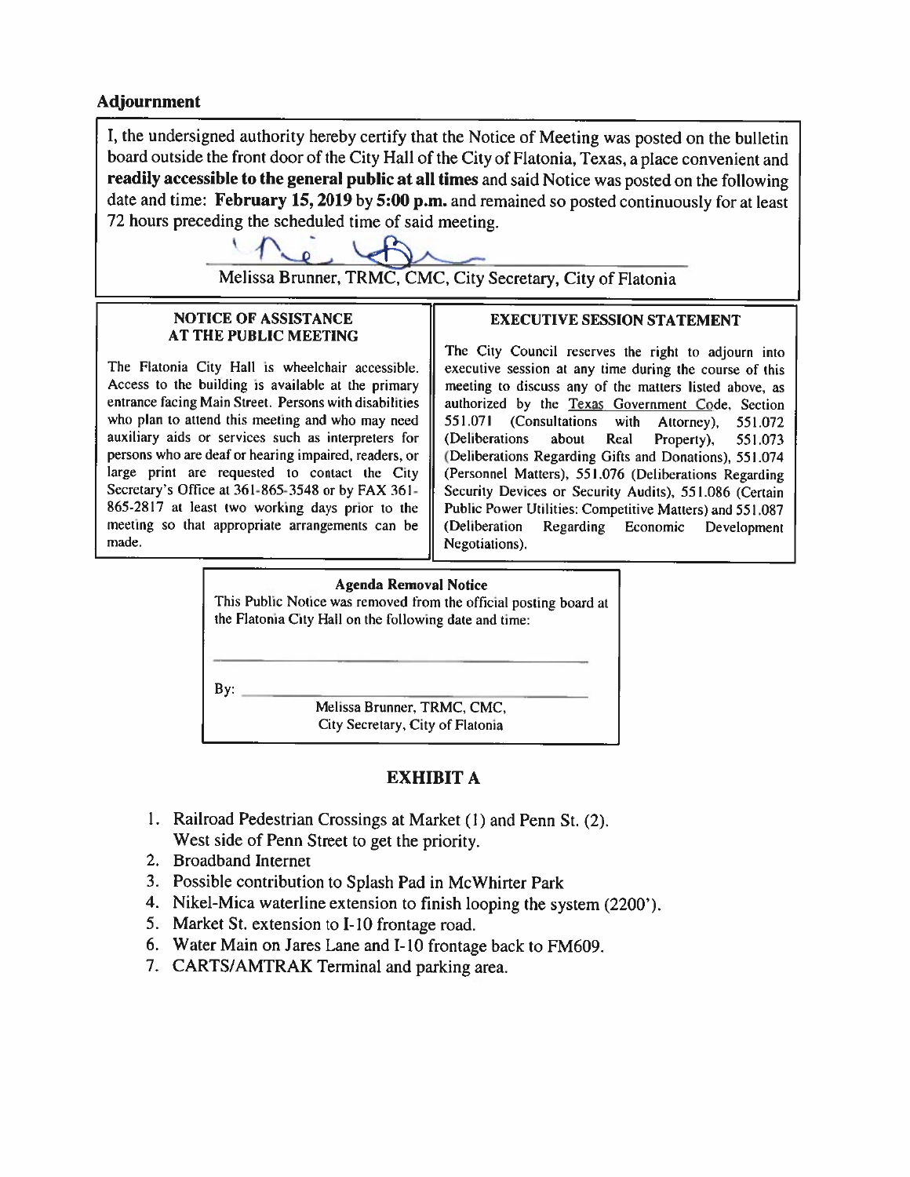## Adjournment

I, the undersigned authority hereby certify that the Notice of Meeting was posted on the bulletin board outside the front door of the City Hall of the City of Flatonia, Texas, a place convenient and **readily accessible to the general public at all times** and said Notice was posted on the following date and time: **February 15, 2019** by **5:00 p.m.** and remained so posted continuously for at least 72 hours preceding the scheduled time of said meeting.

Melissa Brunner, TRMC, CMC, City Secretary, City of Flatonia

**NOTICE OF ASSISTANCE AT THE PUBLIC MEETING**

The Flatonia City Hall is wheelchair accessible. Access to the building is available at the primary entrance facing Main Street. Persons with disabilities who plan to attend this meeting and who may need auxiliary aids or services such as interpreters for persons who are deaf or hearing impaired, readers, or large print are requested to contact the City Secretary's Office at 361-865-3548 or by FAX 361-865-2817 at least two working days prior to the meeting so that appropriate arrangements can be made.

**EXECUTIVE SESSION STATEMENT**

The City Council reserves the right to adjourn into executive session at any time during the course of this meeting to discuss any of the matters listed above, as authorized by the Texas Government Code, Section 551.071 (Consultations with Attorney), 551.072 (Deliberations about Real Property), 551.073 (Deliberations Regarding Gifts and Donations), 551.074 (Personnel Matters), 551.076 (Deliberations Regarding Security Devices or Security Audits), 551.086 (Certain Public Power Utilities: Competitive Matters) and 551.087 (Deliberation Regarding Economic Development Negotiations).

**Agenda Removal Notice**

This Public Notice was removed from the official posting board at the Flatonia City Hall on the following date and time:

______________________________

By: ______________________________

Melissa Brunner, TRMC, CMC,
City Secretary, City of Flatonia

## EXHIBIT A

1. Railroad Pedestrian Crossings at Market (1) and Penn St. (2). West side of Penn Street to get the priority.
2. Broadband Internet
3. Possible contribution to Splash Pad in McWhirter Park
4. Nikel-Mica waterline extension to finish looping the system (2200').
5. Market St. extension to I-10 frontage road.
6. Water Main on Jares Lane and I-10 frontage back to FM609.
7. CARTS/AMTRAK Terminal and parking area.